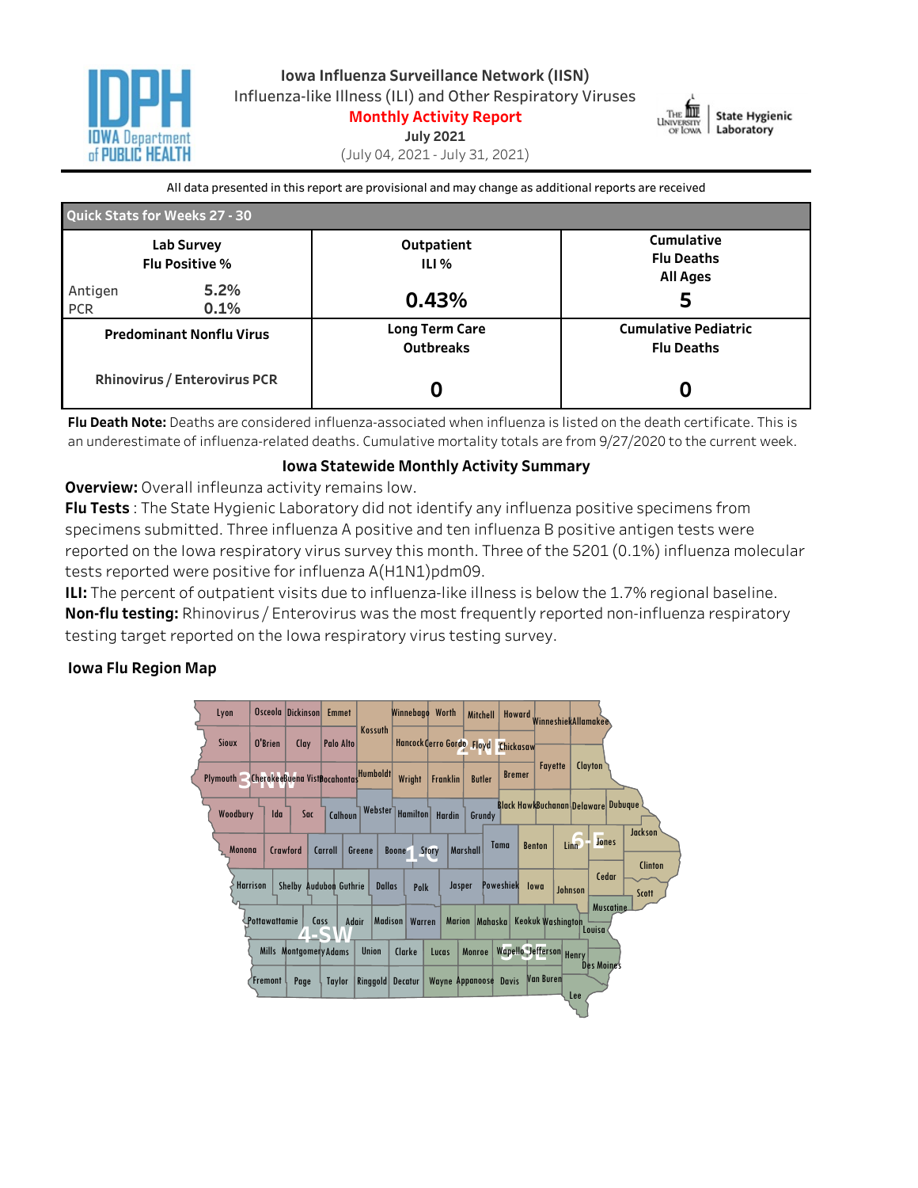# Iowa Influenza Surveillance Network (IISN)

Influenza-like Illness (ILI) and Other Respiratory Viruses

**Monthly Activity Report**

**July 2021**

(July 04, 2021 - July 31, 2021)

All data presented in this report are provisional and may change as additional reports are received

| Quick Stats for Weeks 27 - 30 | | |
|---|---|---|
| **Lab Survey Flu Positive %**<br>Antigen 5.2%<br>PCR 0.1% | **Outpatient ILI %**<br>**0.43%** | **Cumulative Flu Deaths All Ages**<br>**5** |
| **Predominant Nonflu Virus**<br>**Rhinovirus / Enterovirus PCR** | **Long Term Care Outbreaks**<br>**0** | **Cumulative Pediatric Flu Deaths**<br>**0** |

**Flu Death Note:** Deaths are considered influenza-associated when influenza is listed on the death certificate. This is an underestimate of influenza-related deaths. Cumulative mortality totals are from 9/27/2020 to the current week.

## Iowa Statewide Monthly Activity Summary

**Overview:** Overall infleunza activity remains low.

**Flu Tests** : The State Hygienic Laboratory did not identify any influenza positive specimens from specimens submitted. Three influenza A positive and ten influenza B positive antigen tests were reported on the Iowa respiratory virus survey this month. Three of the 5201 (0.1%) influenza molecular tests reported were positive for influenza A(H1N1)pdm09.

**ILI:** The percent of outpatient visits due to influenza-like illness is below the 1.7% regional baseline.

**Non-flu testing:** Rhinovirus / Enterovirus was the most frequently reported non-influenza respiratory testing target reported on the Iowa respiratory virus testing survey.

### Iowa Flu Region Map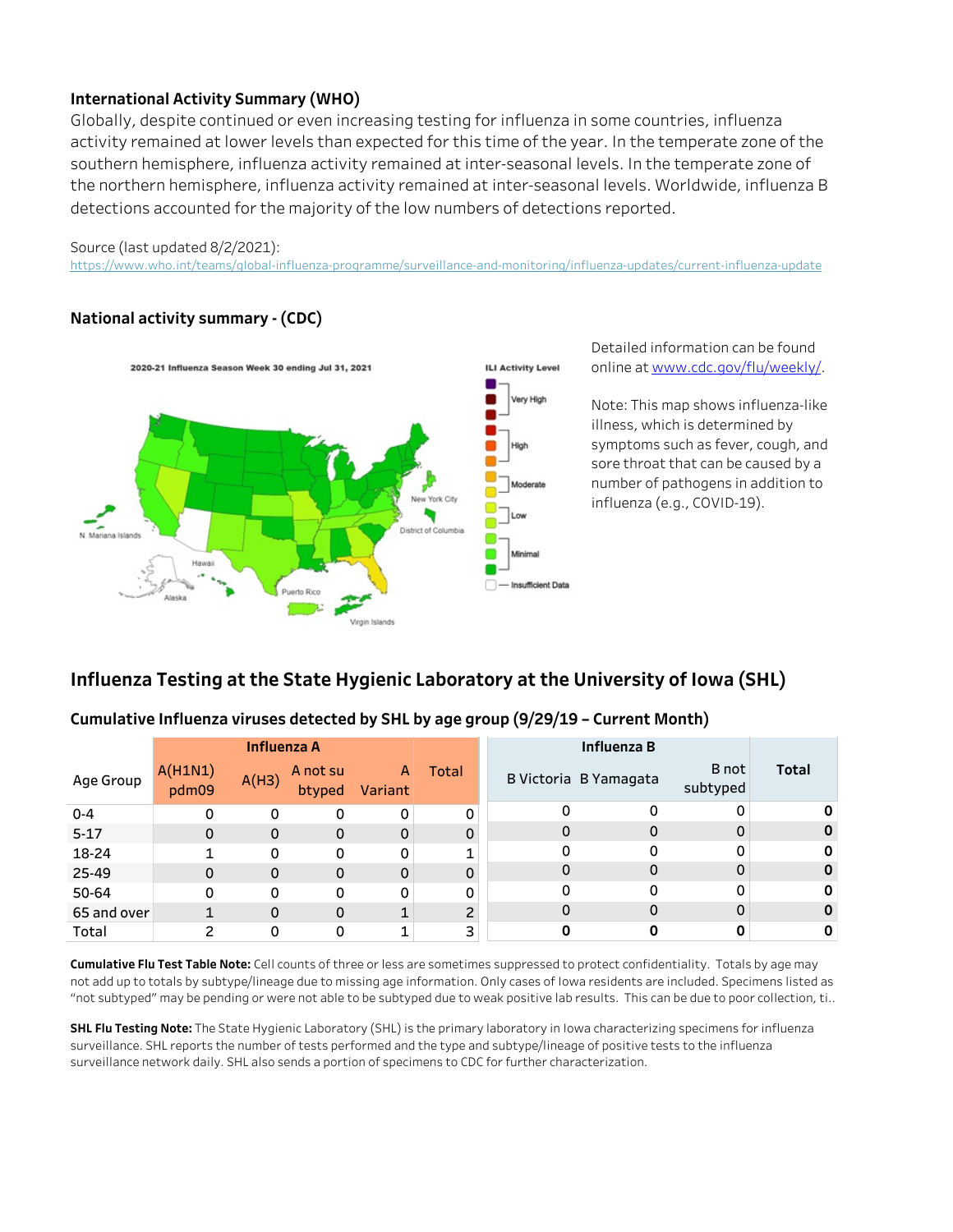### International Activity Summary (WHO)

Globally, despite continued or even increasing testing for influenza in some countries, influenza activity remained at lower levels than expected for this time of the year. In the temperate zone of the southern hemisphere, influenza activity remained at inter-seasonal levels. In the temperate zone of the northern hemisphere, influenza activity remained at inter-seasonal levels. Worldwide, influenza B detections accounted for the majority of the low numbers of detections reported.

Source (last updated 8/2/2021):
https://www.who.int/teams/global-influenza-programme/surveillance-and-monitoring/influenza-updates/current-influenza-update

### National activity summary - (CDC)

Detailed information can be found online at www.cdc.gov/flu/weekly/.

Note: This map shows influenza-like illness, which is determined by symptoms such as fever, cough, and sore throat that can be caused by a number of pathogens in addition to influenza (e.g., COVID-19).

## Influenza Testing at the State Hygienic Laboratory at the University of Iowa (SHL)

### Cumulative Influenza viruses detected by SHL by age group (9/29/19 – Current Month)

| Age Group | Influenza A | | | | | Influenza B | | | |
|---|---|---|---|---|---|---|---|---|---|
| | A(H1N1) pdm09 | A(H3) | A not subtyped | A Variant | Total | B Victoria | B Yamagata | B not subtyped | Total |
| 0-4 | 0 | 0 | 0 | 0 | 0 | 0 | 0 | 0 | **0** |
| 5-17 | 0 | 0 | 0 | 0 | 0 | 0 | 0 | 0 | **0** |
| 18-24 | 1 | 0 | 0 | 0 | 1 | 0 | 0 | 0 | **0** |
| 25-49 | 0 | 0 | 0 | 0 | 0 | 0 | 0 | 0 | **0** |
| 50-64 | 0 | 0 | 0 | 0 | 0 | 0 | 0 | 0 | **0** |
| 65 and over | 1 | 0 | 0 | 1 | 2 | 0 | 0 | 0 | **0** |
| Total | 2 | 0 | 0 | 1 | 3 | **0** | **0** | **0** | **0** |

**Cumulative Flu Test Table Note:** Cell counts of three or less are sometimes suppressed to protect confidentiality. Totals by age may not add up to totals by subtype/lineage due to missing age information. Only cases of Iowa residents are included. Specimens listed as "not subtyped" may be pending or were not able to be subtyped due to weak positive lab results. This can be due to poor collection, ti..

**SHL Flu Testing Note:** The State Hygienic Laboratory (SHL) is the primary laboratory in Iowa characterizing specimens for influenza surveillance. SHL reports the number of tests performed and the type and subtype/lineage of positive tests to the influenza surveillance network daily. SHL also sends a portion of specimens to CDC for further characterization.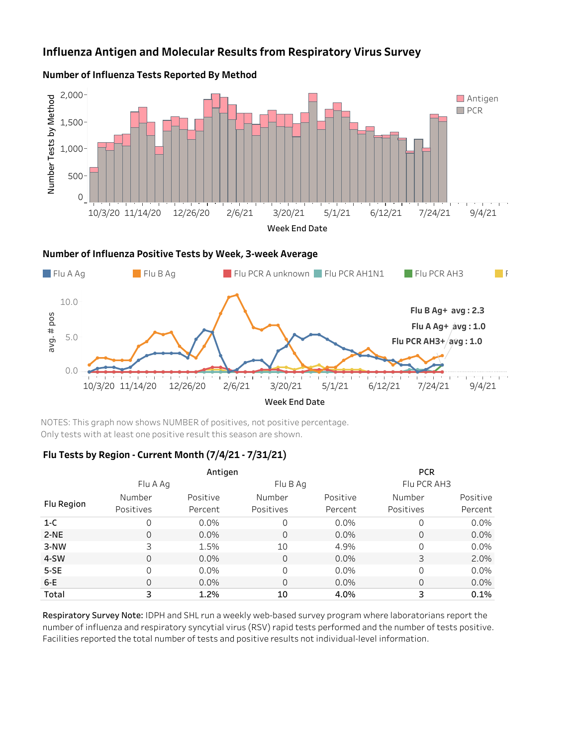# Influenza Antigen and Molecular Results from Respiratory Virus Survey

## Number of Influenza Tests Reported By Method

## Number of Influenza Positive Tests by Week, 3-week Average

NOTES: This graph now shows NUMBER of positives, not positive percentage.
Only tests with at least one positive result this season are shown.

## Flu Tests by Region - Current Month (7/4/21 - 7/31/21)

| | Antigen | | | | PCR | |
|---|---|---|---|---|---|---|
| | Flu A Ag | | Flu B Ag | | Flu PCR AH3 | |
| Flu Region | Number Positives | Positive Percent | Number Positives | Positive Percent | Number Positives | Positive Percent |
| 1-C | 0 | 0.0% | 0 | 0.0% | 0 | 0.0% |
| 2-NE | 0 | 0.0% | 0 | 0.0% | 0 | 0.0% |
| 3-NW | 3 | 1.5% | 10 | 4.9% | 0 | 0.0% |
| 4-SW | 0 | 0.0% | 0 | 0.0% | 3 | 2.0% |
| 5-SE | 0 | 0.0% | 0 | 0.0% | 0 | 0.0% |
| 6-E | 0 | 0.0% | 0 | 0.0% | 0 | 0.0% |
| Total | 3 | 1.2% | 10 | 4.0% | 3 | 0.1% |

**Respiratory Survey Note:** IDPH and SHL run a weekly web-based survey program where laboratorians report the number of influenza and respiratory syncytial virus (RSV) rapid tests performed and the number of tests positive. Facilities reported the total number of tests and positive results not individual-level information.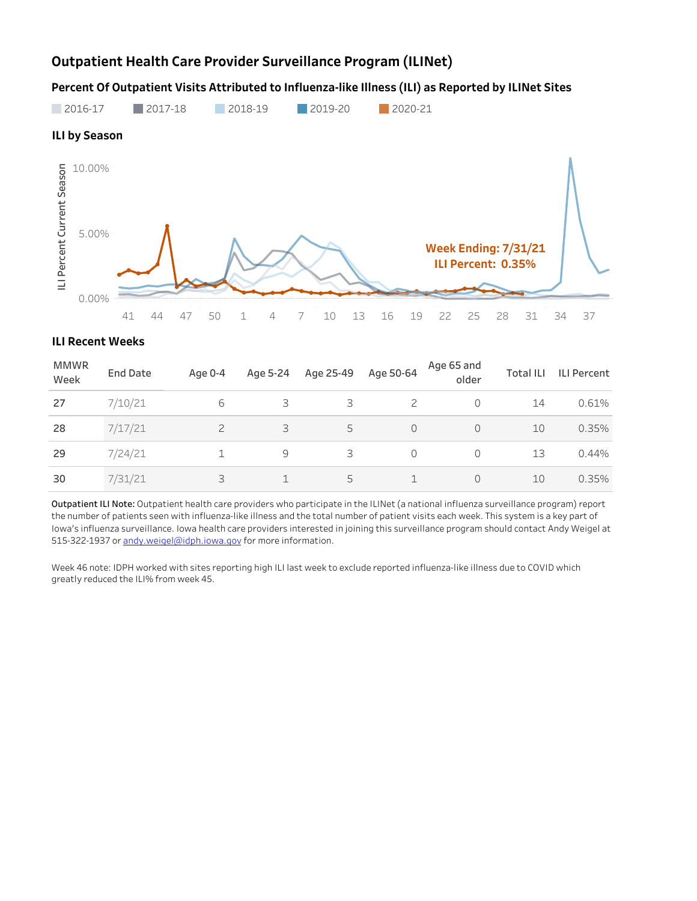# Outpatient Health Care Provider Surveillance Program (ILINet)

## Percent Of Outpatient Visits Attributed to Influenza-like Illness (ILI) as Reported by ILINet Sites

2016-17 2017-18 2018-19 2019-20 2020-21

### ILI by Season

ILI Percent Current Season

10.00%
5.00%
0.00%

41 44 47 50 1 4 7 10 13 16 19 22 25 28 31 34 37

Week Ending: 7/31/21
ILI Percent: 0.35%

### ILI Recent Weeks

| MMWR Week | End Date | Age 0-4 | Age 5-24 | Age 25-49 | Age 50-64 | Age 65 and older | Total ILI | ILI Percent |
|---|---|---|---|---|---|---|---|---|
| 27 | 7/10/21 | 6 | 3 | 3 | 2 | 0 | 14 | 0.61% |
| 28 | 7/17/21 | 2 | 3 | 5 | 0 | 0 | 10 | 0.35% |
| 29 | 7/24/21 | 1 | 9 | 3 | 0 | 0 | 13 | 0.44% |
| 30 | 7/31/21 | 3 | 1 | 5 | 1 | 0 | 10 | 0.35% |

**Outpatient ILI Note:** Outpatient health care providers who participate in the ILINet (a national influenza surveillance program) report the number of patients seen with influenza-like illness and the total number of patient visits each week. This system is a key part of Iowa's influenza surveillance. Iowa health care providers interested in joining this surveillance program should contact Andy Weigel at 515-322-1937 or andy.weigel@idph.iowa.gov for more information.

Week 46 note: IDPH worked with sites reporting high ILI last week to exclude reported influenza-like illness due to COVID which greatly reduced the ILI% from week 45.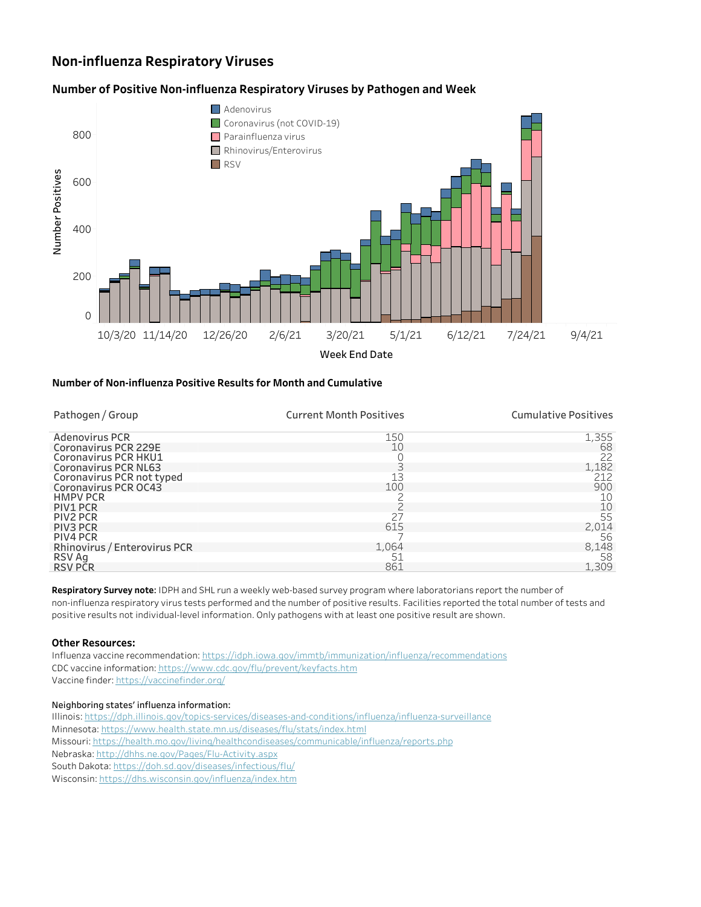# Non-influenza Respiratory Viruses

## Number of Positive Non-influenza Respiratory Viruses by Pathogen and Week

Adenovirus
Coronavirus (not COVID-19)
Parainfluenza virus
Rhinovirus/Enterovirus
RSV

Number Positives

800
600
400
200
0

10/3/20 11/14/20 12/26/20 2/6/21 3/20/21 5/1/21 6/12/21 7/24/21 9/4/21

Week End Date

### Number of Non-influenza Positive Results for Month and Cumulative

| Pathogen / Group | Current Month Positives | Cumulative Positives |
|---|---|---|
| Adenovirus PCR | 150 | 1,355 |
| Coronavirus PCR 229E | 10 | 68 |
| Coronavirus PCR HKU1 | 0 | 22 |
| Coronavirus PCR NL63 | 3 | 1,182 |
| Coronavirus PCR not typed | 13 | 212 |
| Coronavirus PCR OC43 | 100 | 900 |
| HMPV PCR | 2 | 10 |
| PIV1 PCR | 2 | 10 |
| PIV2 PCR | 27 | 55 |
| PIV3 PCR | 615 | 2,014 |
| PIV4 PCR | 7 | 56 |
| Rhinovirus / Enterovirus PCR | 1,064 | 8,148 |
| RSV Ag | 51 | 58 |
| RSV PCR | 861 | 1,309 |

**Respiratory Survey note**: IDPH and SHL run a weekly web-based survey program where laboratorians report the number of non-influenza respiratory virus tests performed and the number of positive results. Facilities reported the total number of tests and positive results not individual-level information. Only pathogens with at least one positive result are shown.

**Other Resources:**

Influenza vaccine recommendation: https://idph.iowa.gov/immtb/immunization/influenza/recommendations
CDC vaccine information: https://www.cdc.gov/flu/prevent/keyfacts.htm
Vaccine finder: https://vaccinefinder.org/

Neighboring states' influenza information:

Illinois: https://dph.illinois.gov/topics-services/diseases-and-conditions/influenza/influenza-surveillance
Minnesota: https://www.health.state.mn.us/diseases/flu/stats/index.html
Missouri: https://health.mo.gov/living/healthcondiseases/communicable/influenza/reports.php
Nebraska: http://dhhs.ne.gov/Pages/Flu-Activity.aspx
South Dakota: https://doh.sd.gov/diseases/infectious/flu/
Wisconsin: https://dhs.wisconsin.gov/influenza/index.htm